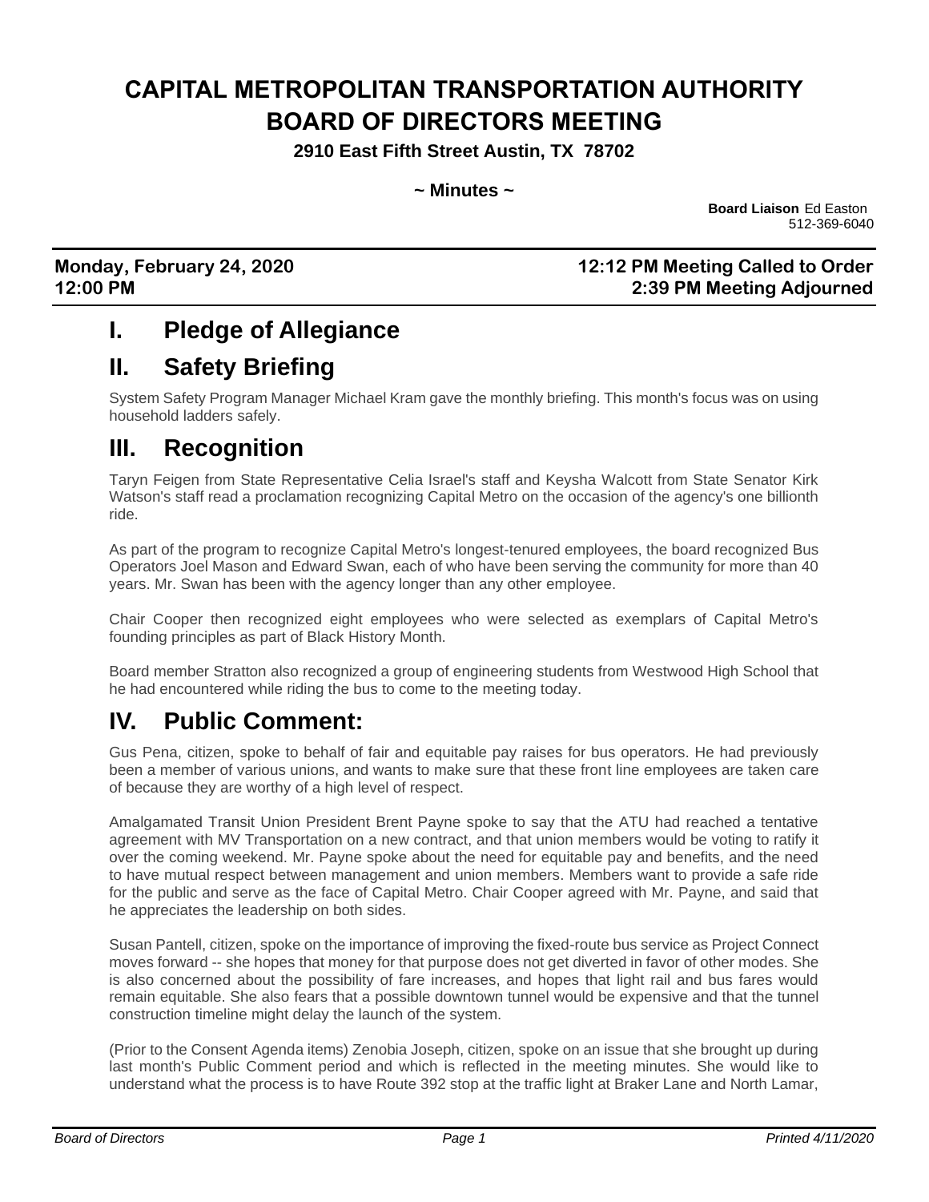# CAPITAL METROPOLITAN TRANSPORTATION AUTHORITY BOARD OF DIRECTORS MEETING

**2910 East Fifth Street Austin, TX 78702**

**~ Minutes ~**

**Board Liaison** Ed Easton
512-369-6040

**Monday, February 24, 2020** **12:12 PM Meeting Called to Order**
**12:00 PM** **2:39 PM Meeting Adjourned**

## I. Pledge of Allegiance

## II. Safety Briefing

System Safety Program Manager Michael Kram gave the monthly briefing. This month's focus was on using household ladders safely.

## III. Recognition

Taryn Feigen from State Representative Celia Israel's staff and Keysha Walcott from State Senator Kirk Watson's staff read a proclamation recognizing Capital Metro on the occasion of the agency's one billionth ride.

As part of the program to recognize Capital Metro's longest-tenured employees, the board recognized Bus Operators Joel Mason and Edward Swan, each of who have been serving the community for more than 40 years. Mr. Swan has been with the agency longer than any other employee.

Chair Cooper then recognized eight employees who were selected as exemplars of Capital Metro's founding principles as part of Black History Month.

Board member Stratton also recognized a group of engineering students from Westwood High School that he had encountered while riding the bus to come to the meeting today.

## IV. Public Comment:

Gus Pena, citizen, spoke to behalf of fair and equitable pay raises for bus operators. He had previously been a member of various unions, and wants to make sure that these front line employees are taken care of because they are worthy of a high level of respect.

Amalgamated Transit Union President Brent Payne spoke to say that the ATU had reached a tentative agreement with MV Transportation on a new contract, and that union members would be voting to ratify it over the coming weekend. Mr. Payne spoke about the need for equitable pay and benefits, and the need to have mutual respect between management and union members. Members want to provide a safe ride for the public and serve as the face of Capital Metro. Chair Cooper agreed with Mr. Payne, and said that he appreciates the leadership on both sides.

Susan Pantell, citizen, spoke on the importance of improving the fixed-route bus service as Project Connect moves forward -- she hopes that money for that purpose does not get diverted in favor of other modes. She is also concerned about the possibility of fare increases, and hopes that light rail and bus fares would remain equitable. She also fears that a possible downtown tunnel would be expensive and that the tunnel construction timeline might delay the launch of the system.

(Prior to the Consent Agenda items) Zenobia Joseph, citizen, spoke on an issue that she brought up during last month's Public Comment period and which is reflected in the meeting minutes. She would like to understand what the process is to have Route 392 stop at the traffic light at Braker Lane and North Lamar,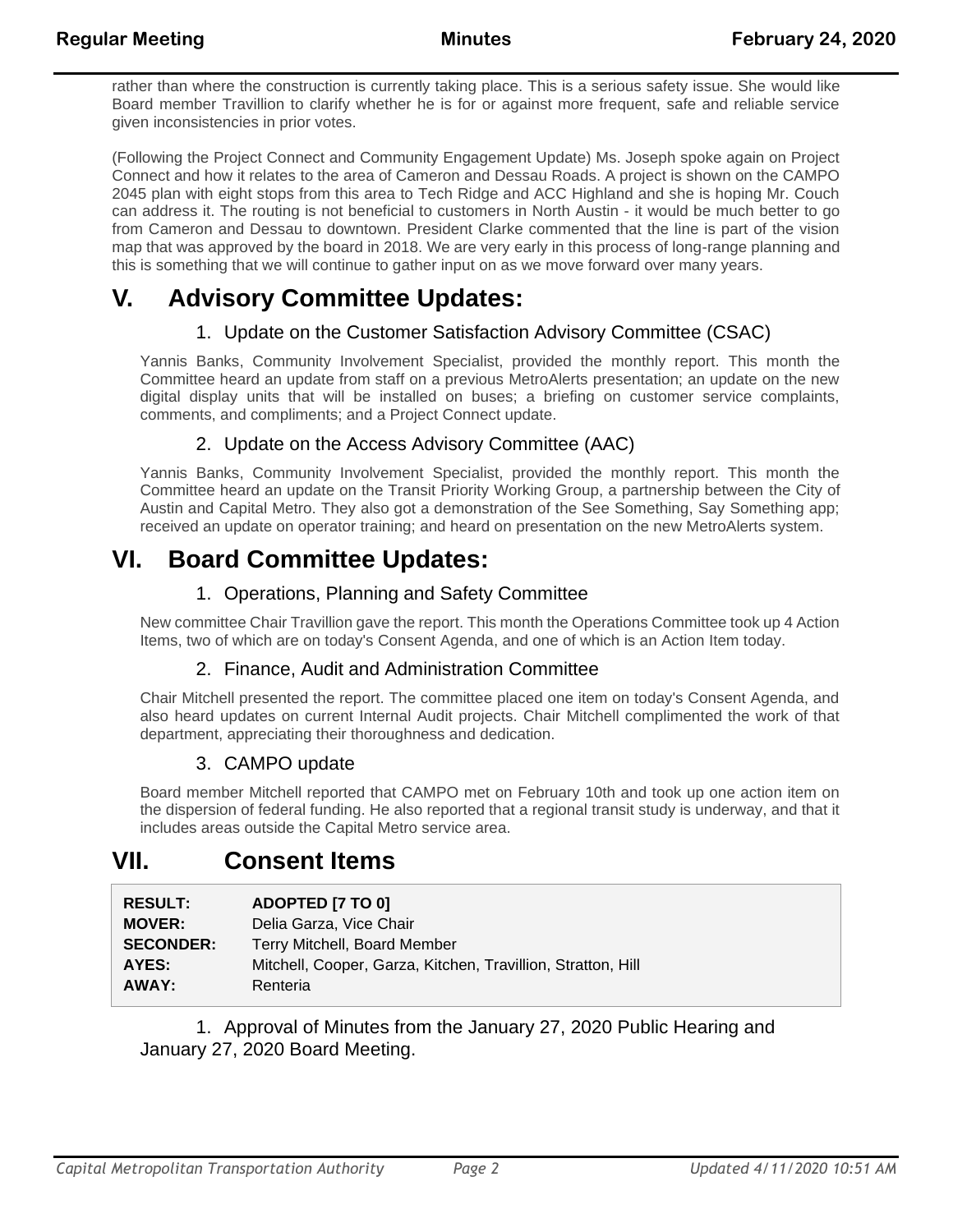rather than where the construction is currently taking place. This is a serious safety issue. She would like Board member Travillion to clarify whether he is for or against more frequent, safe and reliable service given inconsistencies in prior votes.

(Following the Project Connect and Community Engagement Update) Ms. Joseph spoke again on Project Connect and how it relates to the area of Cameron and Dessau Roads. A project is shown on the CAMPO 2045 plan with eight stops from this area to Tech Ridge and ACC Highland and she is hoping Mr. Couch can address it. The routing is not beneficial to customers in North Austin - it would be much better to go from Cameron and Dessau to downtown. President Clarke commented that the line is part of the vision map that was approved by the board in 2018. We are very early in this process of long-range planning and this is something that we will continue to gather input on as we move forward over many years.

# V. Advisory Committee Updates:

## 1. Update on the Customer Satisfaction Advisory Committee (CSAC)

Yannis Banks, Community Involvement Specialist, provided the monthly report. This month the Committee heard an update from staff on a previous MetroAlerts presentation; an update on the new digital display units that will be installed on buses; a briefing on customer service complaints, comments, and compliments; and a Project Connect update.

## 2. Update on the Access Advisory Committee (AAC)

Yannis Banks, Community Involvement Specialist, provided the monthly report. This month the Committee heard an update on the Transit Priority Working Group, a partnership between the City of Austin and Capital Metro. They also got a demonstration of the See Something, Say Something app; received an update on operator training; and heard on presentation on the new MetroAlerts system.

# VI. Board Committee Updates:

## 1. Operations, Planning and Safety Committee

New committee Chair Travillion gave the report. This month the Operations Committee took up 4 Action Items, two of which are on today's Consent Agenda, and one of which is an Action Item today.

## 2. Finance, Audit and Administration Committee

Chair Mitchell presented the report. The committee placed one item on today's Consent Agenda, and also heard updates on current Internal Audit projects. Chair Mitchell complimented the work of that department, appreciating their thoroughness and dedication.

## 3. CAMPO update

Board member Mitchell reported that CAMPO met on February 10th and took up one action item on the dispersion of federal funding. He also reported that a regional transit study is underway, and that it includes areas outside the Capital Metro service area.

# VII. Consent Items

| | |
|---|---|
| **RESULT:** | **ADOPTED [7 TO 0]** |
| **MOVER:** | Delia Garza, Vice Chair |
| **SECONDER:** | Terry Mitchell, Board Member |
| **AYES:** | Mitchell, Cooper, Garza, Kitchen, Travillion, Stratton, Hill |
| **AWAY:** | Renteria |

1. Approval of Minutes from the January 27, 2020 Public Hearing and January 27, 2020 Board Meeting.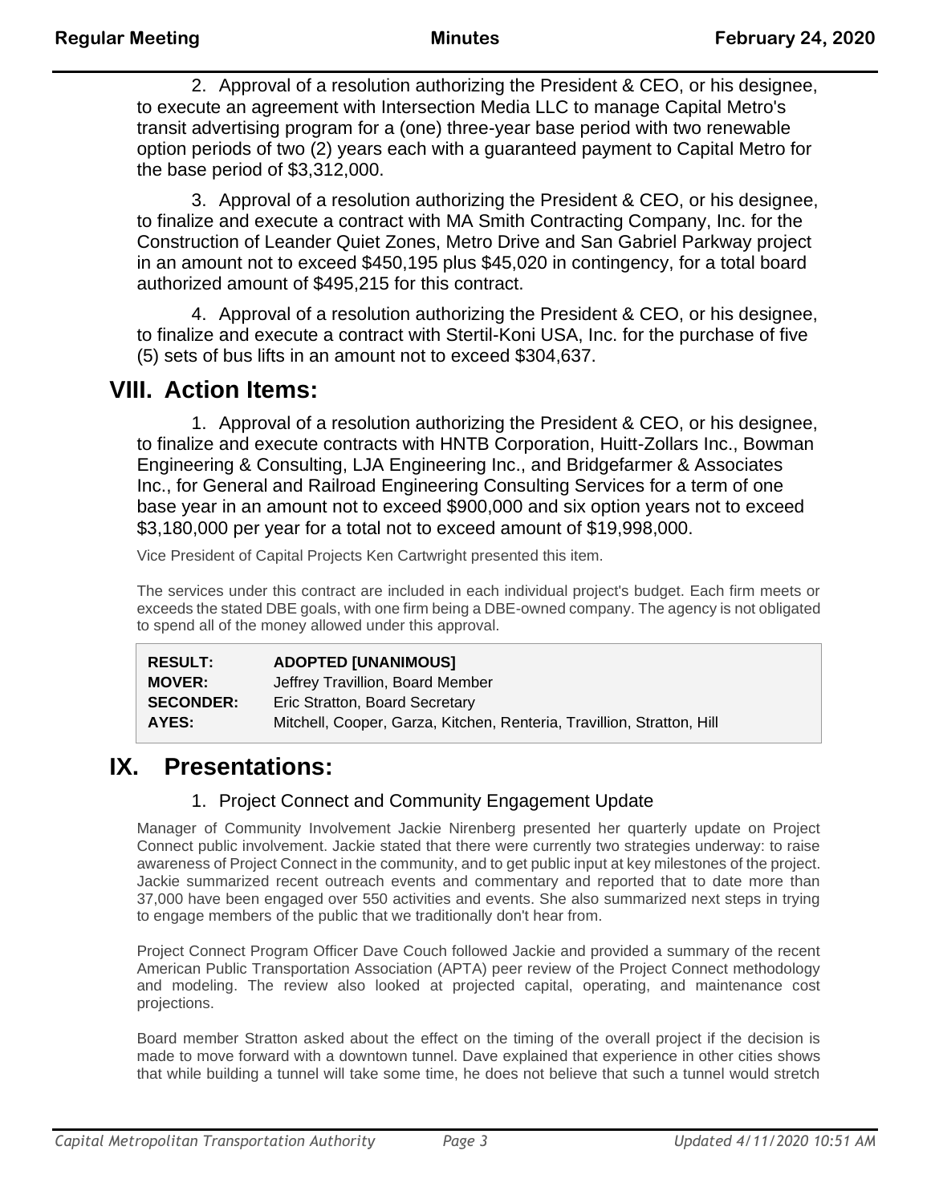2. Approval of a resolution authorizing the President & CEO, or his designee, to execute an agreement with Intersection Media LLC to manage Capital Metro's transit advertising program for a (one) three-year base period with two renewable option periods of two (2) years each with a guaranteed payment to Capital Metro for the base period of $3,312,000.

3. Approval of a resolution authorizing the President & CEO, or his designee, to finalize and execute a contract with MA Smith Contracting Company, Inc. for the Construction of Leander Quiet Zones, Metro Drive and San Gabriel Parkway project in an amount not to exceed $450,195 plus $45,020 in contingency, for a total board authorized amount of $495,215 for this contract.

4. Approval of a resolution authorizing the President & CEO, or his designee, to finalize and execute a contract with Stertil-Koni USA, Inc. for the purchase of five (5) sets of bus lifts in an amount not to exceed $304,637.

# VIII. Action Items:

1. Approval of a resolution authorizing the President & CEO, or his designee, to finalize and execute contracts with HNTB Corporation, Huitt-Zollars Inc., Bowman Engineering & Consulting, LJA Engineering Inc., and Bridgefarmer & Associates Inc., for General and Railroad Engineering Consulting Services for a term of one base year in an amount not to exceed $900,000 and six option years not to exceed $3,180,000 per year for a total not to exceed amount of $19,998,000.

Vice President of Capital Projects Ken Cartwright presented this item.

The services under this contract are included in each individual project's budget. Each firm meets or exceeds the stated DBE goals, with one firm being a DBE-owned company. The agency is not obligated to spend all of the money allowed under this approval.

| | |
|---|---|
| **RESULT:** | **ADOPTED [UNANIMOUS]** |
| **MOVER:** | Jeffrey Travillion, Board Member |
| **SECONDER:** | Eric Stratton, Board Secretary |
| **AYES:** | Mitchell, Cooper, Garza, Kitchen, Renteria, Travillion, Stratton, Hill |

# IX. Presentations:

## 1. Project Connect and Community Engagement Update

Manager of Community Involvement Jackie Nirenberg presented her quarterly update on Project Connect public involvement. Jackie stated that there were currently two strategies underway: to raise awareness of Project Connect in the community, and to get public input at key milestones of the project. Jackie summarized recent outreach events and commentary and reported that to date more than 37,000 have been engaged over 550 activities and events. She also summarized next steps in trying to engage members of the public that we traditionally don't hear from.

Project Connect Program Officer Dave Couch followed Jackie and provided a summary of the recent American Public Transportation Association (APTA) peer review of the Project Connect methodology and modeling. The review also looked at projected capital, operating, and maintenance cost projections.

Board member Stratton asked about the effect on the timing of the overall project if the decision is made to move forward with a downtown tunnel. Dave explained that experience in other cities shows that while building a tunnel will take some time, he does not believe that such a tunnel would stretch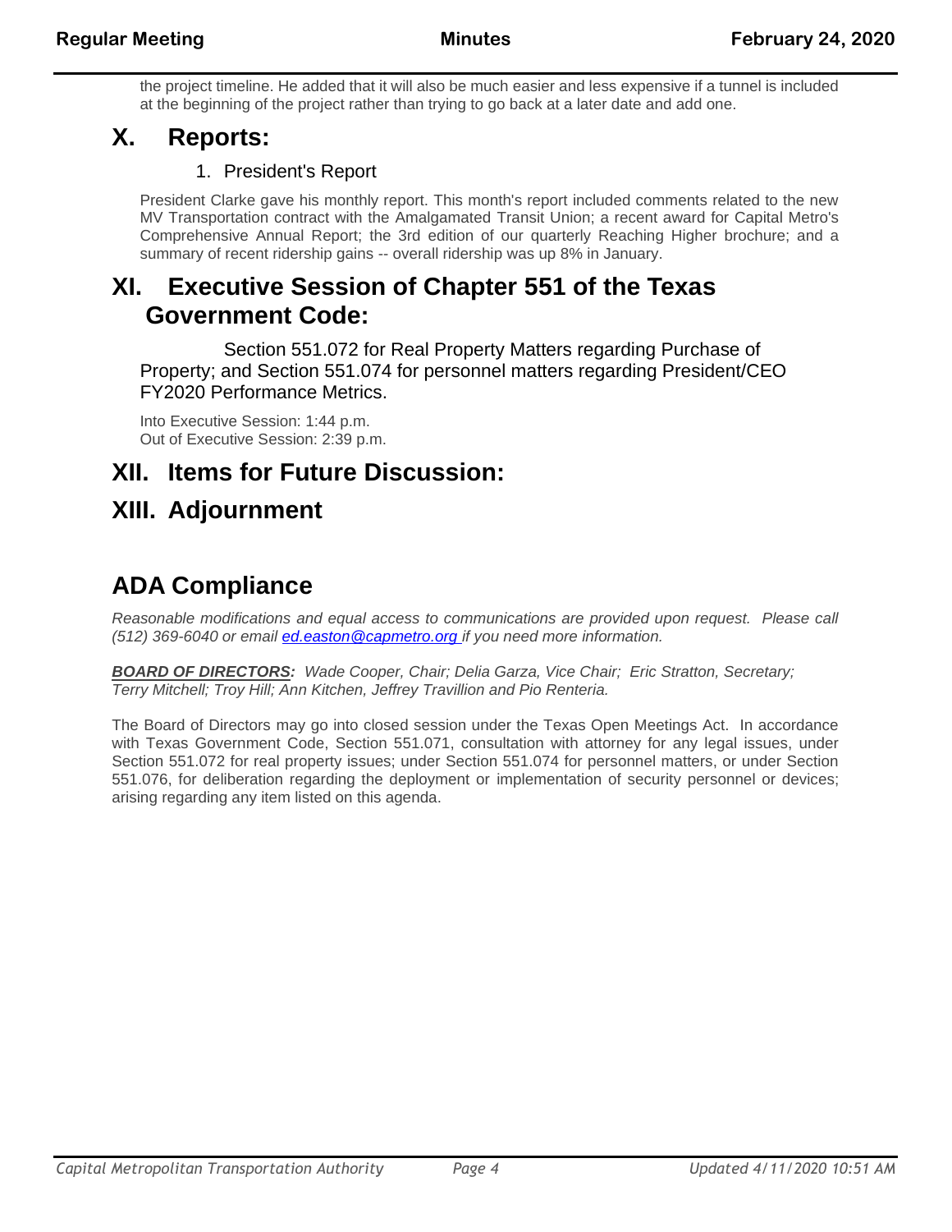the project timeline. He added that it will also be much easier and less expensive if a tunnel is included at the beginning of the project rather than trying to go back at a later date and add one.

# X. Reports:

1. President's Report

President Clarke gave his monthly report. This month's report included comments related to the new MV Transportation contract with the Amalgamated Transit Union; a recent award for Capital Metro's Comprehensive Annual Report; the 3rd edition of our quarterly Reaching Higher brochure; and a summary of recent ridership gains -- overall ridership was up 8% in January.

# XI. Executive Session of Chapter 551 of the Texas Government Code:

Section 551.072 for Real Property Matters regarding Purchase of Property; and Section 551.074 for personnel matters regarding President/CEO FY2020 Performance Metrics.

Into Executive Session: 1:44 p.m.
Out of Executive Session: 2:39 p.m.

# XII. Items for Future Discussion:

# XIII. Adjournment

# ADA Compliance

*Reasonable modifications and equal access to communications are provided upon request. Please call (512) 369-6040 or email [ed.easton@capmetro.org](mailto:ed.easton@capmetro.org) if you need more information.*

***BOARD OF DIRECTORS:*** *Wade Cooper, Chair; Delia Garza, Vice Chair; Eric Stratton, Secretary; Terry Mitchell; Troy Hill; Ann Kitchen, Jeffrey Travillion and Pio Renteria.*

The Board of Directors may go into closed session under the Texas Open Meetings Act. In accordance with Texas Government Code, Section 551.071, consultation with attorney for any legal issues, under Section 551.072 for real property issues; under Section 551.074 for personnel matters, or under Section 551.076, for deliberation regarding the deployment or implementation of security personnel or devices; arising regarding any item listed on this agenda.